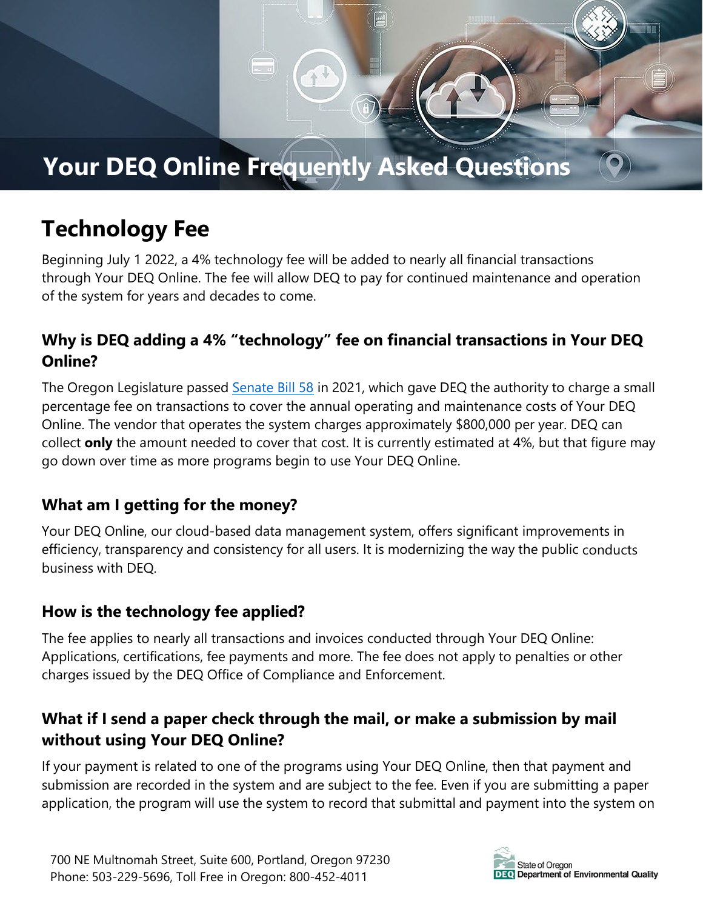# Your DEQ Online Frequently Asked Questions

## Technology Fee

Beginning July 1 2022, a 4% technology fee will be added to nearly all financial transactions through Your DEQ Online. The fee will allow DEQ to pay for continued maintenance and operation of the system for years and decades to come.

### Why is DEQ adding a 4% "technology" fee on financial transactions in Your DEQ Online?

The Oregon Legislature passed [Senate Bill 58](#) in 2021, which gave DEQ the authority to charge a small percentage fee on transactions to cover the annual operating and maintenance costs of Your DEQ Online. The vendor that operates the system charges approximately $800,000 per year. DEQ can collect **only** the amount needed to cover that cost. It is currently estimated at 4%, but that figure may go down over time as more programs begin to use Your DEQ Online.

### What am I getting for the money?

Your DEQ Online, our cloud-based data management system, offers significant improvements in efficiency, transparency and consistency for all users. It is modernizing the way the public conducts business with DEQ.

### How is the technology fee applied?

The fee applies to nearly all transactions and invoices conducted through Your DEQ Online: Applications, certifications, fee payments and more. The fee does not apply to penalties or other charges issued by the DEQ Office of Compliance and Enforcement.

### What if I send a paper check through the mail, or make a submission by mail without using Your DEQ Online?

If your payment is related to one of the programs using Your DEQ Online, then that payment and submission are recorded in the system and are subject to the fee. Even if you are submitting a paper application, the program will use the system to record that submittal and payment into the system on

700 NE Multnomah Street, Suite 600, Portland, Oregon 97230
Phone: 503-229-5696, Toll Free in Oregon: 800-452-4011

State of Oregon
DEQ Department of Environmental Quality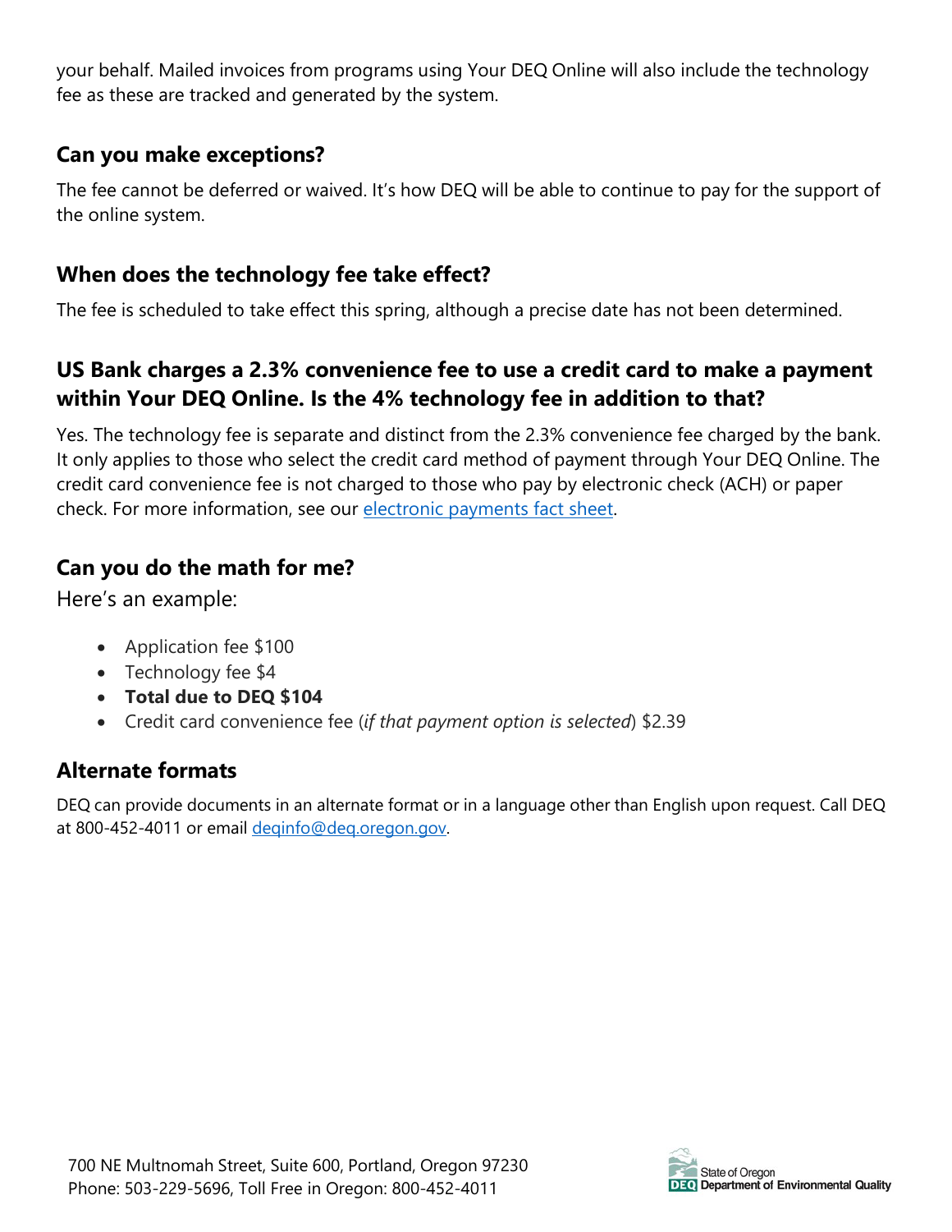your behalf. Mailed invoices from programs using Your DEQ Online will also include the technology fee as these are tracked and generated by the system.

## Can you make exceptions?

The fee cannot be deferred or waived. It's how DEQ will be able to continue to pay for the support of the online system.

## When does the technology fee take effect?

The fee is scheduled to take effect this spring, although a precise date has not been determined.

## US Bank charges a 2.3% convenience fee to use a credit card to make a payment within Your DEQ Online. Is the 4% technology fee in addition to that?

Yes. The technology fee is separate and distinct from the 2.3% convenience fee charged by the bank. It only applies to those who select the credit card method of payment through Your DEQ Online. The credit card convenience fee is not charged to those who pay by electronic check (ACH) or paper check. For more information, see our [electronic payments fact sheet](electronic payments fact sheet).

## Can you do the math for me?

Here's an example:

- Application fee $100
- Technology fee $4
- **Total due to DEQ $104**
- Credit card convenience fee (*if that payment option is selected*) $2.39

## Alternate formats

DEQ can provide documents in an alternate format or in a language other than English upon request. Call DEQ at 800-452-4011 or email deqinfo@deq.oregon.gov.

700 NE Multnomah Street, Suite 600, Portland, Oregon 97230
Phone: 503-229-5696, Toll Free in Oregon: 800-452-4011

State of Oregon
DEQ Department of Environmental Quality